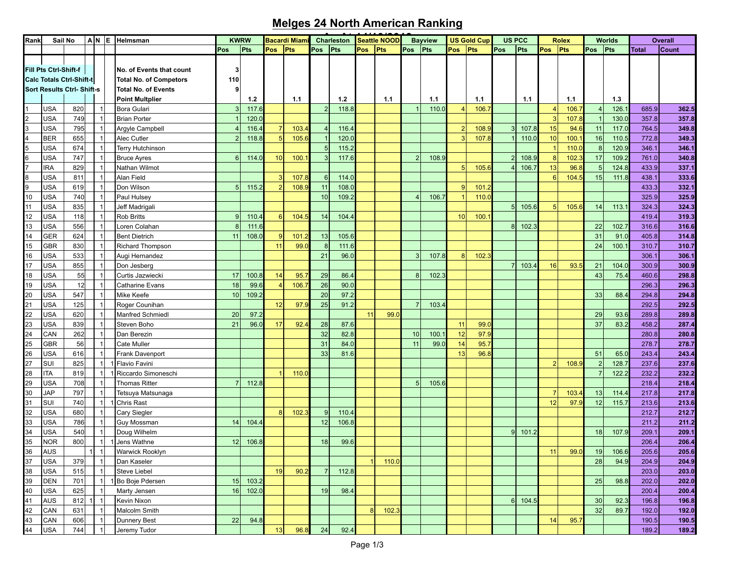# Melges 24 North American Ranking

| Rank | Sail No | | A | N | E | Helmsman | KWRW | | Bacardi Miami | | Charleston | | Seattle NOOD | | Bayview | | US Gold Cup | | US PCC | | Rolex | | Worlds | | Overall | |
|---|---|---|---|---|---|---|---|---|---|---|---|---|---|---|---|---|---|---|---|---|---|---|---|---|---|---|
| | | | | | | | Pos | Pts | Pos | Pts | Pos | Pts | Pos | Pts | Pos | Pts | Pos | Pts | Pos | Pts | Pos | Pts | Pos | Pts | Total | Count |
| Fill Pts Ctrl-Shift-f | | | | | | No. of Events that count | 3 | | | | | | | | | | | | | | | | | | | |
| Calc Totals Ctrl-Shift-t | | | | | | Total No. of Competors | 110 | | | | | | | | | | | | | | | | | | | |
| Sort Results Ctrl- Shift-s | | | | | | Total No. of Events | 9 | | | | | | | | | | | | | | | | | | | |
| | | | | | | Point Multplier | | 1.2 | | 1.1 | | 1.2 | | 1.1 | | 1.1 | | 1.1 | | 1.1 | | 1.1 | | 1.3 | | |
| 1 | USA | 820 | | 1 | | Bora Gulari | 3 | 117.6 | | | 2 | 118.8 | | | 1 | 110.0 | 4 | 106.7 | | | 4 | 106.7 | 4 | 126.1 | 685.9 | 362.5 |
| 2 | USA | 749 | | 1 | | Brian Porter | 1 | 120.0 | | | | | | | | | | | | | 3 | 107.8 | 1 | 130.0 | 357.8 | 357.8 |
| 3 | USA | 795 | | 1 | | Argyle Campbell | 4 | 116.4 | 7 | 103.4 | 4 | 116.4 | | | | | 2 | 108.9 | 3 | 107.8 | 15 | 94.6 | 11 | 117.0 | 764.5 | 349.8 |
| 4 | BER | 655 | | 1 | | Alec Cutler | 2 | 118.8 | 5 | 105.6 | 1 | 120.0 | | | | | 3 | 107.8 | 1 | 110.0 | 10 | 100.1 | 16 | 110.5 | 772.8 | 349.3 |
| 5 | USA | 674 | | 1 | | Terry Hutchinson | | | | | 5 | 115.2 | | | | | | | | | 1 | 110.0 | 8 | 120.9 | 346.1 | 346.1 |
| 6 | USA | 747 | | 1 | | Bruce Ayres | 6 | 114.0 | 10 | 100.1 | 3 | 117.6 | | | 2 | 108.9 | | | 2 | 108.9 | 8 | 102.3 | 17 | 109.2 | 761.0 | 340.8 |
| 7 | IRA | 829 | | 1 | | Nathan Wilmot | | | | | | | | | | | 5 | 105.6 | 4 | 106.7 | 13 | 96.8 | 5 | 124.8 | 433.9 | 337.1 |
| 8 | USA | 811 | | 1 | | Alan Field | | | 3 | 107.8 | 6 | 114.0 | | | | | | | | | 6 | 104.5 | 15 | 111.8 | 438.1 | 333.6 |
| 9 | USA | 619 | | 1 | | Don Wilson | 5 | 115.2 | 2 | 108.9 | 11 | 108.0 | | | | | 9 | 101.2 | | | | | | | 433.3 | 332.1 |
| 10 | USA | 740 | | 1 | | Paul Hulsey | | | | | 10 | 109.2 | | | 4 | 106.7 | 1 | 110.0 | | | | | | | 325.9 | 325.9 |
| 11 | USA | 835 | | 1 | | Jeff Madrigali | | | | | | | | | | | | | 5 | 105.6 | 5 | 105.6 | 14 | 113.1 | 324.3 | 324.3 |
| 12 | USA | 118 | | 1 | | Rob Britts | 9 | 110.4 | 6 | 104.5 | 14 | 104.4 | | | | | 10 | 100.1 | | | | | | | 419.4 | 319.3 |
| 13 | USA | 556 | | 1 | | Loren Colahan | 8 | 111.6 | | | | | | | | | | | 8 | 102.3 | | | 22 | 102.7 | 316.6 | 316.6 |
| 14 | GER | 624 | | 1 | | Bent Dietrich | 11 | 108.0 | 9 | 101.2 | 13 | 105.6 | | | | | | | | | | | 31 | 91.0 | 405.8 | 314.8 |
| 15 | GBR | 830 | | 1 | | Richard Thompson | | | 11 | 99.0 | 8 | 111.6 | | | | | | | | | | | 24 | 100.1 | 310.7 | 310.7 |
| 16 | USA | 533 | | 1 | | Augi Hernandez | | | | | 21 | 96.0 | | | 3 | 107.8 | 8 | 102.3 | | | | | | | 306.1 | 306.1 |
| 17 | USA | 855 | | 1 | | Don Jesberg | | | | | | | | | | | | | 7 | 103.4 | 16 | 93.5 | 21 | 104.0 | 300.9 | 300.9 |
| 18 | USA | 55 | | 1 | | Curtis Jazwiecki | 17 | 100.8 | 14 | 95.7 | 29 | 86.4 | | | 8 | 102.3 | | | | | | | 43 | 75.4 | 460.6 | 298.8 |
| 19 | USA | 12 | | 1 | | Catharine Evans | 18 | 99.6 | 4 | 106.7 | 26 | 90.0 | | | | | | | | | | | | | 296.3 | 296.3 |
| 20 | USA | 547 | | 1 | | Mike Keefe | 10 | 109.2 | | | 20 | 97.2 | | | | | | | | | | | 33 | 88.4 | 294.8 | 294.8 |
| 21 | USA | 125 | | 1 | | Roger Counihan | | | 12 | 97.9 | 25 | 91.2 | | | 7 | 103.4 | | | | | | | | | 292.5 | 292.5 |
| 22 | USA | 620 | | 1 | | Manfred Schmiedl | 20 | 97.2 | | | | | 11 | 99.0 | | | | | | | | | 29 | 93.6 | 289.8 | 289.8 |
| 23 | USA | 839 | | 1 | | Steven Boho | 21 | 96.0 | 17 | 92.4 | 28 | 87.6 | | | | | 11 | 99.0 | | | | | 37 | 83.2 | 458.2 | 287.4 |
| 24 | CAN | 262 | | 1 | | Dan Berezin | | | | | 32 | 82.8 | | | 10 | 100.1 | 12 | 97.9 | | | | | | | 280.8 | 280.8 |
| 25 | GBR | 56 | | 1 | | Cate Muller | | | | | 31 | 84.0 | | | 11 | 99.0 | 14 | 95.7 | | | | | | | 278.7 | 278.7 |
| 26 | USA | 616 | | 1 | | Frank Davenport | | | | | 33 | 81.6 | | | | | 13 | 96.8 | | | | | 51 | 65.0 | 243.4 | 243.4 |
| 27 | SUI | 825 | | 1 | 1 | Flavio Favini | | | | | | | | | | | | | | | 2 | 108.9 | 2 | 128.7 | 237.6 | 237.6 |
| 28 | ITA | 819 | | 1 | 1 | Riccardo Simoneschi | | | 1 | 110.0 | | | | | | | | | | | | | 7 | 122.2 | 232.2 | 232.2 |
| 29 | USA | 708 | | 1 | | Thomas Ritter | 7 | 112.8 | | | | | | | 5 | 105.6 | | | | | | | | | 218.4 | 218.4 |
| 30 | JAP | 797 | | 1 | | Tetsuya Matsunaga | | | | | | | | | | | | | | | 7 | 103.4 | 13 | 114.4 | 217.8 | 217.8 |
| 31 | SUI | 740 | | 1 | 1 | Chris Rast | | | | | | | | | | | | | | | 12 | 97.9 | 12 | 115.7 | 213.6 | 213.6 |
| 32 | USA | 680 | | 1 | | Cary Siegler | | | 8 | 102.3 | 9 | 110.4 | | | | | | | | | | | | | 212.7 | 212.7 |
| 33 | USA | 786 | | 1 | | Guy Mossman | 14 | 104.4 | | | 12 | 106.8 | | | | | | | | | | | | | 211.2 | 211.2 |
| 34 | USA | 540 | | 1 | | Doug Wilhelm | | | | | | | | | | | | | 9 | 101.2 | | | 18 | 107.9 | 209.1 | 209.1 |
| 35 | NOR | 800 | | 1 | 1 | Jens Wathne | 12 | 106.8 | | | 18 | 99.6 | | | | | | | | | | | | | 206.4 | 206.4 |
| 36 | AUS | | 1 | 1 | | Warwick Rooklyn | | | | | | | | | | | | | | | 11 | 99.0 | 19 | 106.6 | 205.6 | 205.6 |
| 37 | USA | 379 | | 1 | | Dan Kaseler | | | | | | | 1 | 110.0 | | | | | | | | | 28 | 94.9 | 204.9 | 204.9 |
| 38 | USA | 515 | | 1 | | Steve Liebel | | | 19 | 90.2 | 7 | 112.8 | | | | | | | | | | | | | 203.0 | 203.0 |
| 39 | DEN | 701 | | 1 | 1 | Bo Boje Pedersen | 15 | 103.2 | | | | | | | | | | | | | | | 25 | 98.8 | 202.0 | 202.0 |
| 40 | USA | 625 | | 1 | | Marty Jensen | 16 | 102.0 | | | 19 | 98.4 | | | | | | | | | | | | | 200.4 | 200.4 |
| 41 | AUS | 812 | 1 | 1 | | Kevin Nixon | | | | | | | | | | | | | 6 | 104.5 | | | 30 | 92.3 | 196.8 | 196.8 |
| 42 | CAN | 631 | | 1 | | Malcolm Smith | | | | | | | 8 | 102.3 | | | | | | | | | 32 | 89.7 | 192.0 | 192.0 |
| 43 | CAN | 606 | | 1 | | Dunnery Best | 22 | 94.8 | | | | | | | | | | | | | 14 | 95.7 | | | 190.5 | 190.5 |
| 44 | USA | 744 | | 1 | | Jeremy Tudor | | | 13 | 96.8 | 24 | 92.4 | | | | | | | | | | | | | 189.2 | 189.2 |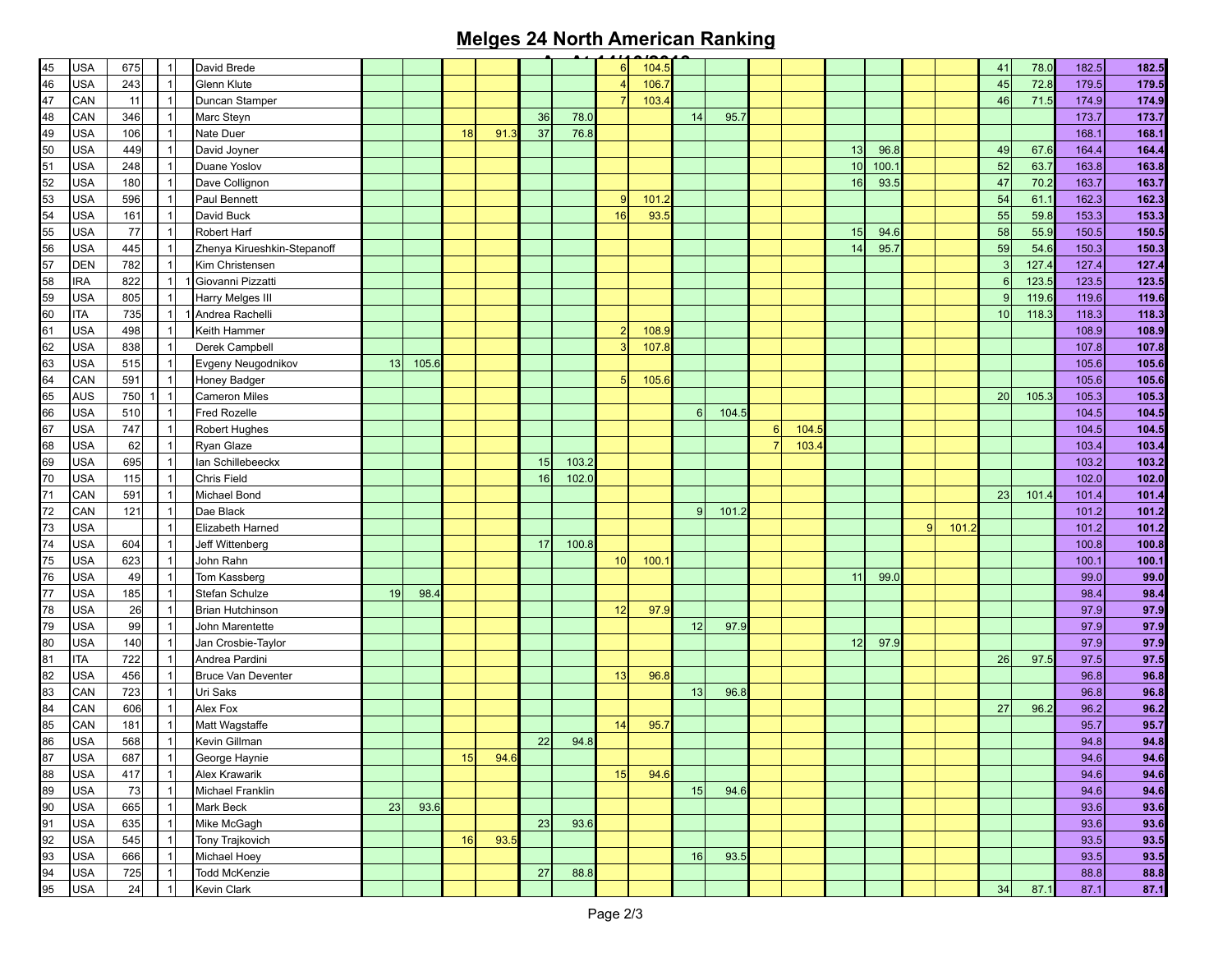# Melges 24 North American Ranking

| | | | | | | | | | | | | | | | | | | | | | | | | | | |
|---|---|---|---|---|---|---|---|---|---|---|---|---|---|---|---|---|---|---|---|---|---|---|---|---|---|---|
| 45 | USA | 675 | | 1 | | David Brede | | | | | | | 6 | 104.5 | | | | | | | | | 41 | 78.0 | 182.5 | **182.5** |
| 46 | USA | 243 | | 1 | | Glenn Klute | | | | | | | 4 | 106.7 | | | | | | | | | 45 | 72.8 | 179.5 | **179.5** |
| 47 | CAN | 11 | | 1 | | Duncan Stamper | | | | | | | 7 | 103.4 | | | | | | | | | 46 | 71.5 | 174.9 | **174.9** |
| 48 | CAN | 346 | | 1 | | Marc Steyn | | | | | 36 | 78.0 | | | 14 | 95.7 | | | | | | | | | 173.7 | **173.7** |
| 49 | USA | 106 | | 1 | | Nate Duer | | | 18 | 91.3 | 37 | 76.8 | | | | | | | | | | | | | 168.1 | **168.1** |
| 50 | USA | 449 | | 1 | | David Joyner | | | | | | | | | | | | | 13 | 96.8 | | | 49 | 67.6 | 164.4 | **164.4** |
| 51 | USA | 248 | | 1 | | Duane Yoslov | | | | | | | | | | | | | 10 | 100.1 | | | 52 | 63.7 | 163.8 | **163.8** |
| 52 | USA | 180 | | 1 | | Dave Collignon | | | | | | | | | | | | | 16 | 93.5 | | | 47 | 70.2 | 163.7 | **163.7** |
| 53 | USA | 596 | | 1 | | Paul Bennett | | | | | | | 9 | 101.2 | | | | | | | | | 54 | 61.1 | 162.3 | **162.3** |
| 54 | USA | 161 | | 1 | | David Buck | | | | | | | 16 | 93.5 | | | | | | | | | 55 | 59.8 | 153.3 | **153.3** |
| 55 | USA | 77 | | 1 | | Robert Harf | | | | | | | | | | | | | 15 | 94.6 | | | 58 | 55.9 | 150.5 | **150.5** |
| 56 | USA | 445 | | 1 | | Zhenya Kirueshkin-Stepanoff | | | | | | | | | | | | | 14 | 95.7 | | | 59 | 54.6 | 150.3 | **150.3** |
| 57 | DEN | 782 | | 1 | | Kim Christensen | | | | | | | | | | | | | | | | | 3 | 127.4 | 127.4 | **127.4** |
| 58 | IRA | 822 | | 1 | 1 | Giovanni Pizzatti | | | | | | | | | | | | | | | | | 6 | 123.5 | 123.5 | **123.5** |
| 59 | USA | 805 | | 1 | | Harry Melges III | | | | | | | | | | | | | | | | | 9 | 119.6 | 119.6 | **119.6** |
| 60 | ITA | 735 | | 1 | 1 | Andrea Rachelli | | | | | | | | | | | | | | | | | 10 | 118.3 | 118.3 | **118.3** |
| 61 | USA | 498 | | 1 | | Keith Hammer | | | | | | | 2 | 108.9 | | | | | | | | | | | 108.9 | **108.9** |
| 62 | USA | 838 | | 1 | | Derek Campbell | | | | | | | 3 | 107.8 | | | | | | | | | | | 107.8 | **107.8** |
| 63 | USA | 515 | | 1 | | Evgeny Neugodnikov | 13 | 105.6 | | | | | | | | | | | | | | | | | 105.6 | **105.6** |
| 64 | CAN | 591 | | 1 | | Honey Badger | | | | | | | 5 | 105.6 | | | | | | | | | | | 105.6 | **105.6** |
| 65 | AUS | 750 | 1 | 1 | | Cameron Miles | | | | | | | | | | | | | | | | | 20 | 105.3 | 105.3 | **105.3** |
| 66 | USA | 510 | | 1 | | Fred Rozelle | | | | | | | | | 6 | 104.5 | | | | | | | | | 104.5 | **104.5** |
| 67 | USA | 747 | | 1 | | Robert Hughes | | | | | | | | | | | 6 | 104.5 | | | | | | | 104.5 | **104.5** |
| 68 | USA | 62 | | 1 | | Ryan Glaze | | | | | | | | | | | 7 | 103.4 | | | | | | | 103.4 | **103.4** |
| 69 | USA | 695 | | 1 | | Ian Schillebeeckx | | | | | 15 | 103.2 | | | | | | | | | | | | | 103.2 | **103.2** |
| 70 | USA | 115 | | 1 | | Chris Field | | | | | 16 | 102.0 | | | | | | | | | | | | | 102.0 | **102.0** |
| 71 | CAN | 591 | | 1 | | Michael Bond | | | | | | | | | | | | | | | | | 23 | 101.4 | 101.4 | **101.4** |
| 72 | CAN | 121 | | 1 | | Dae Black | | | | | | | | | 9 | 101.2 | | | | | | | | | 101.2 | **101.2** |
| 73 | USA | | | 1 | | Elizabeth Harned | | | | | | | | | | | | | | | 9 | 101.2 | | | 101.2 | **101.2** |
| 74 | USA | 604 | | 1 | | Jeff Wittenberg | | | | | 17 | 100.8 | | | | | | | | | | | | | 100.8 | **100.8** |
| 75 | USA | 623 | | 1 | | John Rahn | | | | | | | 10 | 100.1 | | | | | | | | | | | 100.1 | **100.1** |
| 76 | USA | 49 | | 1 | | Tom Kassberg | | | | | | | | | | | | | 11 | 99.0 | | | | | 99.0 | **99.0** |
| 77 | USA | 185 | | 1 | | Stefan Schulze | 19 | 98.4 | | | | | | | | | | | | | | | | | 98.4 | **98.4** |
| 78 | USA | 26 | | 1 | | Brian Hutchinson | | | | | | | 12 | 97.9 | | | | | | | | | | | 97.9 | **97.9** |
| 79 | USA | 99 | | 1 | | John Marentette | | | | | | | | | 12 | 97.9 | | | | | | | | | 97.9 | **97.9** |
| 80 | USA | 140 | | 1 | | Jan Crosbie-Taylor | | | | | | | | | | | | | 12 | 97.9 | | | | | 97.9 | **97.9** |
| 81 | ITA | 722 | | 1 | | Andrea Pardini | | | | | | | | | | | | | | | | | 26 | 97.5 | 97.5 | **97.5** |
| 82 | USA | 456 | | 1 | | Bruce Van Deventer | | | | | | | 13 | 96.8 | | | | | | | | | | | 96.8 | **96.8** |
| 83 | CAN | 723 | | 1 | | Uri Saks | | | | | | | | | 13 | 96.8 | | | | | | | | | 96.8 | **96.8** |
| 84 | CAN | 606 | | 1 | | Alex Fox | | | | | | | | | | | | | | | | | 27 | 96.2 | 96.2 | **96.2** |
| 85 | CAN | 181 | | 1 | | Matt Wagstaffe | | | | | | | 14 | 95.7 | | | | | | | | | | | 95.7 | **95.7** |
| 86 | USA | 568 | | 1 | | Kevin Gillman | | | | | 22 | 94.8 | | | | | | | | | | | | | 94.8 | **94.8** |
| 87 | USA | 687 | | 1 | | George Haynie | | | 15 | 94.6 | | | | | | | | | | | | | | | 94.6 | **94.6** |
| 88 | USA | 417 | | 1 | | Alex Krawarik | | | | | | | 15 | 94.6 | | | | | | | | | | | 94.6 | **94.6** |
| 89 | USA | 73 | | 1 | | Michael Franklin | | | | | | | | | 15 | 94.6 | | | | | | | | | 94.6 | **94.6** |
| 90 | USA | 665 | | 1 | | Mark Beck | 23 | 93.6 | | | | | | | | | | | | | | | | | 93.6 | **93.6** |
| 91 | USA | 635 | | 1 | | Mike McGagh | | | | | 23 | 93.6 | | | | | | | | | | | | | 93.6 | **93.6** |
| 92 | USA | 545 | | 1 | | Tony Trajkovich | | | 16 | 93.5 | | | | | | | | | | | | | | | 93.5 | **93.5** |
| 93 | USA | 666 | | 1 | | Michael Hoey | | | | | | | | | 16 | 93.5 | | | | | | | | | 93.5 | **93.5** |
| 94 | USA | 725 | | 1 | | Todd McKenzie | | | | | 27 | 88.8 | | | | | | | | | | | | | 88.8 | **88.8** |
| 95 | USA | 24 | | 1 | | Kevin Clark | | | | | | | | | | | | | | | | | 34 | 87.1 | 87.1 | **87.1** |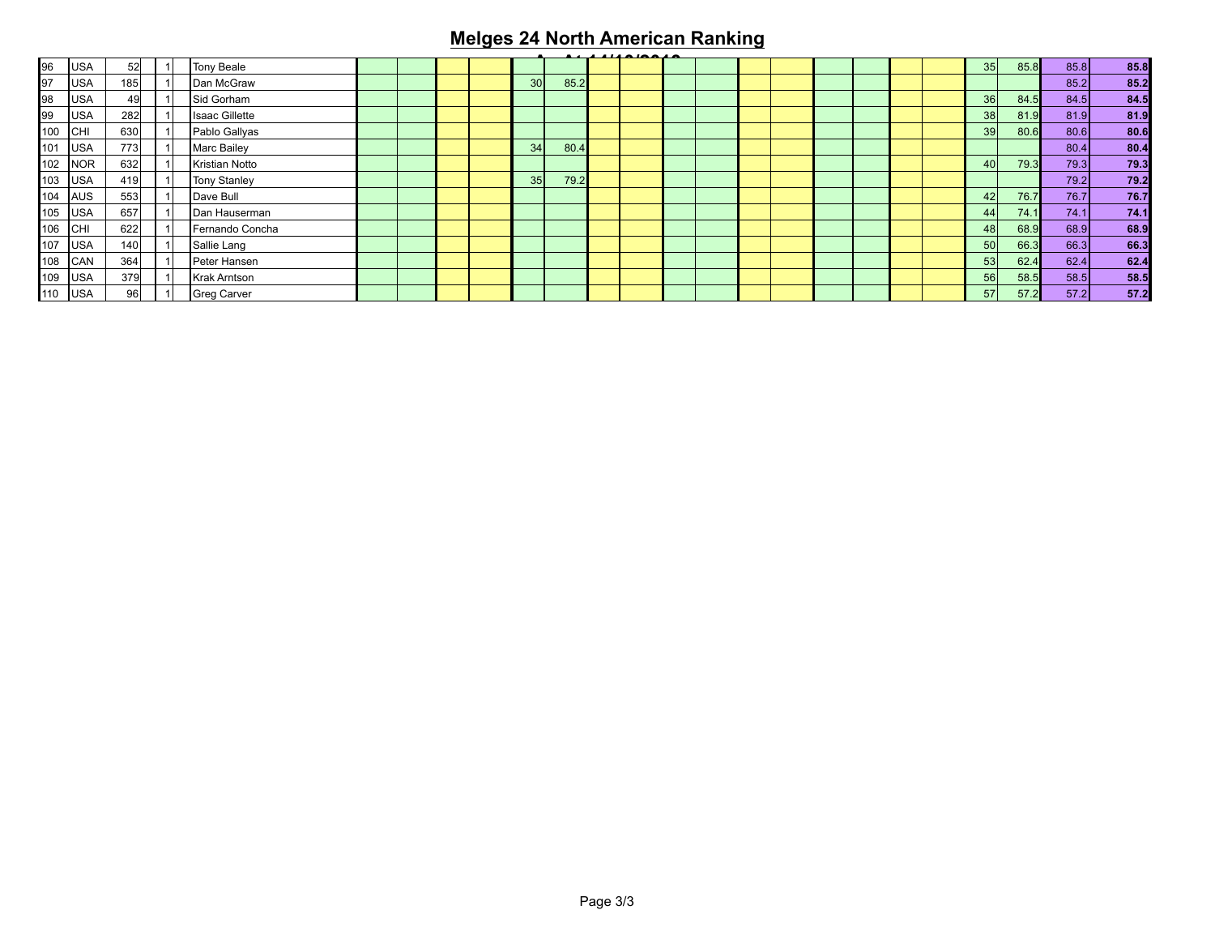# Melges 24 North American Ranking

| | | | | | | | | | | | | | | | | | | | | | | | | | | |
|---|---|---|---|---|---|---|---|---|---|---|---|---|---|---|---|---|---|---|---|---|---|---|---|---|---|---|
| 96 | USA | 52 | | 1 | | Tony Beale | | | | | | | | | | | | | | | | | 35 | 85.8 | 85.8 | **85.8** |
| 97 | USA | 185 | | 1 | | Dan McGraw | | | | | 30 | 85.2 | | | | | | | | | | | | | 85.2 | **85.2** |
| 98 | USA | 49 | | 1 | | Sid Gorham | | | | | | | | | | | | | | | | | 36 | 84.5 | 84.5 | **84.5** |
| 99 | USA | 282 | | 1 | | Isaac Gillette | | | | | | | | | | | | | | | | | 38 | 81.9 | 81.9 | **81.9** |
| 100 | CHI | 630 | | 1 | | Pablo Gallyas | | | | | | | | | | | | | | | | | 39 | 80.6 | 80.6 | **80.6** |
| 101 | USA | 773 | | 1 | | Marc Bailey | | | | | 34 | 80.4 | | | | | | | | | | | | | 80.4 | **80.4** |
| 102 | NOR | 632 | | 1 | | Kristian Notto | | | | | | | | | | | | | | | | | 40 | 79.3 | 79.3 | **79.3** |
| 103 | USA | 419 | | 1 | | Tony Stanley | | | | | 35 | 79.2 | | | | | | | | | | | | | 79.2 | **79.2** |
| 104 | AUS | 553 | | 1 | | Dave Bull | | | | | | | | | | | | | | | | | 42 | 76.7 | 76.7 | **76.7** |
| 105 | USA | 657 | | 1 | | Dan Hauserman | | | | | | | | | | | | | | | | | 44 | 74.1 | 74.1 | **74.1** |
| 106 | CHI | 622 | | 1 | | Fernando Concha | | | | | | | | | | | | | | | | | 48 | 68.9 | 68.9 | **68.9** |
| 107 | USA | 140 | | 1 | | Sallie Lang | | | | | | | | | | | | | | | | | 50 | 66.3 | 66.3 | **66.3** |
| 108 | CAN | 364 | | 1 | | Peter Hansen | | | | | | | | | | | | | | | | | 53 | 62.4 | 62.4 | **62.4** |
| 109 | USA | 379 | | 1 | | Krak Arntson | | | | | | | | | | | | | | | | | 56 | 58.5 | 58.5 | **58.5** |
| 110 | USA | 96 | | 1 | | Greg Carver | | | | | | | | | | | | | | | | | 57 | 57.2 | 57.2 | **57.2** |